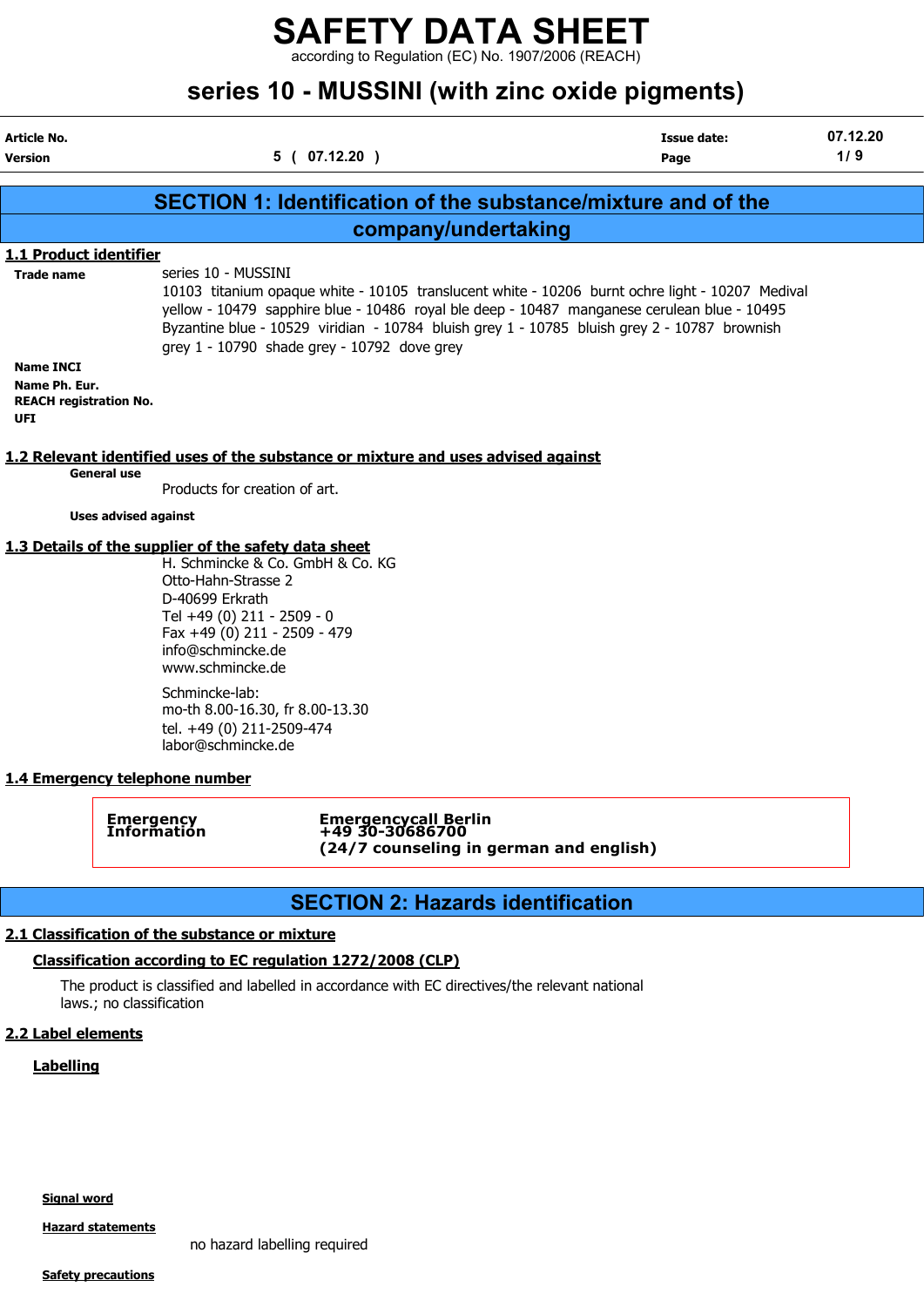# SAFETY DATA SHEET

according to Regulation (EC) No. 1907/2006 (REACH)

# series 10 - MUSSINI (with zinc oxide pigments)

| Article No. | | Issue date: | 07.12.20 |
|---|---|---|---|
| Version | 5 ( 07.12.20 ) | Page | 1 / 9 |

## SECTION 1: Identification of the substance/mixture and of the company/undertaking

### 1.1 Product identifier

**Trade name**
series 10 - MUSSINI
10103 titanium opaque white - 10105 translucent white - 10206 burnt ochre light - 10207 Medival yellow - 10479 sapphire blue - 10486 royal ble deep - 10487 manganese cerulean blue - 10495 Byzantine blue - 10529 viridian - 10784 bluish grey 1 - 10785 bluish grey 2 - 10787 brownish grey 1 - 10790 shade grey - 10792 dove grey

**Name INCI**

**Name Ph. Eur.**

**REACH registration No.**

**UFI**

### 1.2 Relevant identified uses of the substance or mixture and uses advised against

**General use**

Products for creation of art.

**Uses advised against**

### 1.3 Details of the supplier of the safety data sheet

H. Schmincke & Co. GmbH & Co. KG
Otto-Hahn-Strasse 2
D-40699 Erkrath
Tel +49 (0) 211 - 2509 - 0
Fax +49 (0) 211 - 2509 - 479
info@schmincke.de
www.schmincke.de

Schmincke-lab:
mo-th 8.00-16.30, fr 8.00-13.30
tel. +49 (0) 211-2509-474
labor@schmincke.de

### 1.4 Emergency telephone number

| Emergency Information | Emergencycall Berlin<br>+49 30-30686700<br>(24/7 counseling in german and english) |
|---|---|

## SECTION 2: Hazards identification

### 2.1 Classification of the substance or mixture

#### Classification according to EC regulation 1272/2008 (CLP)

The product is classified and labelled in accordance with EC directives/the relevant national laws.; no classification

### 2.2 Label elements

#### Labelling

**Signal word**

**Hazard statements**

no hazard labelling required

**Safety precautions**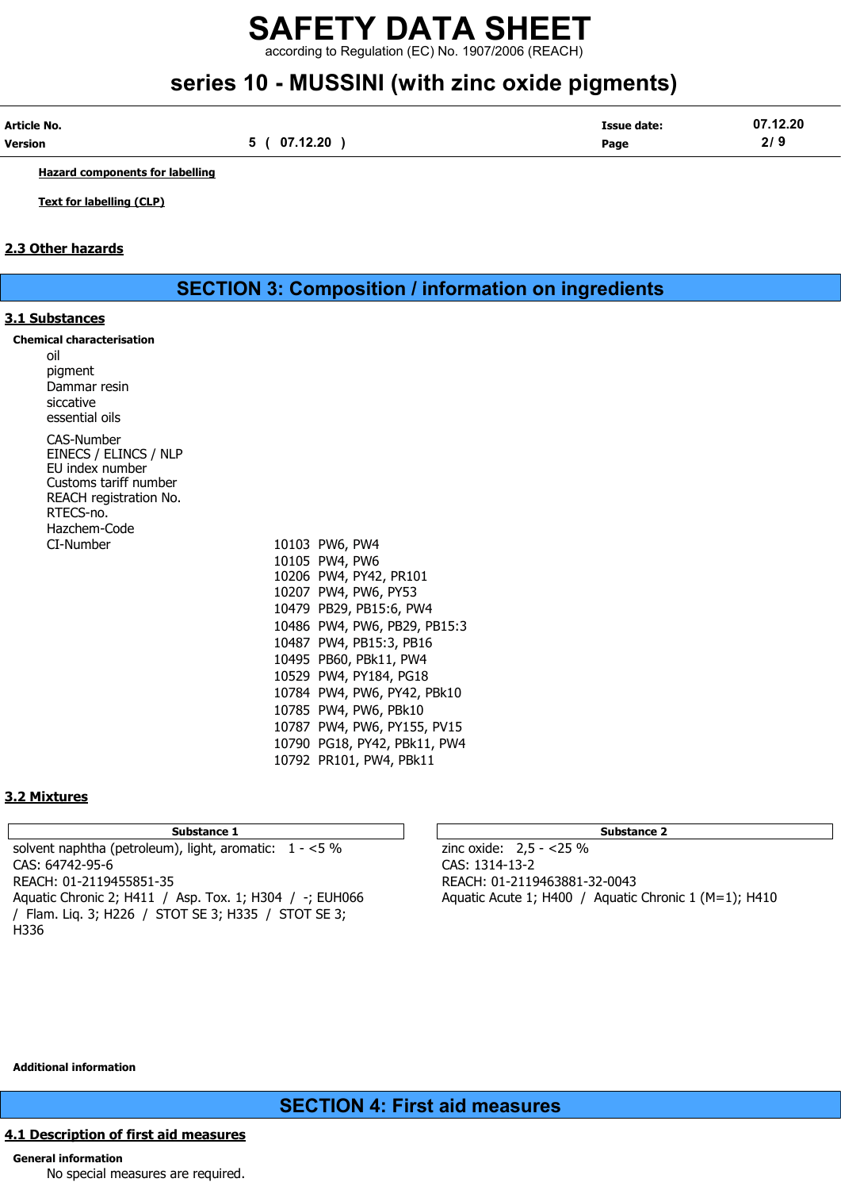**Hazard components for labelling**

**Text for labelling (CLP)**

### 2.3 Other hazards

## SECTION 3: Composition / information on ingredients

### 3.1 Substances

**Chemical characterisation**

oil
pigment
Dammar resin
siccative
essential oils

| | |
|---|---|
| CAS-Number | |
| EINECS / ELINCS / NLP | |
| EU index number | |
| Customs tariff number | |
| REACH registration No. | |
| RTECS-no. | |
| Hazchem-Code | |
| CI-Number | 10103 PW6, PW4 |
| | 10105 PW4, PW6 |
| | 10206 PW4, PY42, PR101 |
| | 10207 PW4, PW6, PY53 |
| | 10479 PB29, PB15:6, PW4 |
| | 10486 PW4, PW6, PB29, PB15:3 |
| | 10487 PW4, PB15:3, PB16 |
| | 10495 PB60, PBk11, PW4 |
| | 10529 PW4, PY184, PG18 |
| | 10784 PW4, PW6, PY42, PBk10 |
| | 10785 PW4, PW6, PBk10 |
| | 10787 PW4, PW6, PY155, PV15 |
| | 10790 PG18, PY42, PBk11, PW4 |
| | 10792 PR101, PW4, PBk11 |

### 3.2 Mixtures

| Substance 1 | Substance 2 |
|---|---|
| solvent naphtha (petroleum), light, aromatic: 1 - <5 %<br>CAS: 64742-95-6<br>REACH: 01-2119455851-35<br>Aquatic Chronic 2; H411 / Asp. Tox. 1; H304 / -; EUH066 / Flam. Liq. 3; H226 / STOT SE 3; H335 / STOT SE 3; H336 | zinc oxide: 2,5 - <25 %<br>CAS: 1314-13-2<br>REACH: 01-2119463881-32-0043<br>Aquatic Acute 1; H400 / Aquatic Chronic 1 (M=1); H410 |

**Additional information**

## SECTION 4: First aid measures

### 4.1 Description of first aid measures

**General information**

No special measures are required.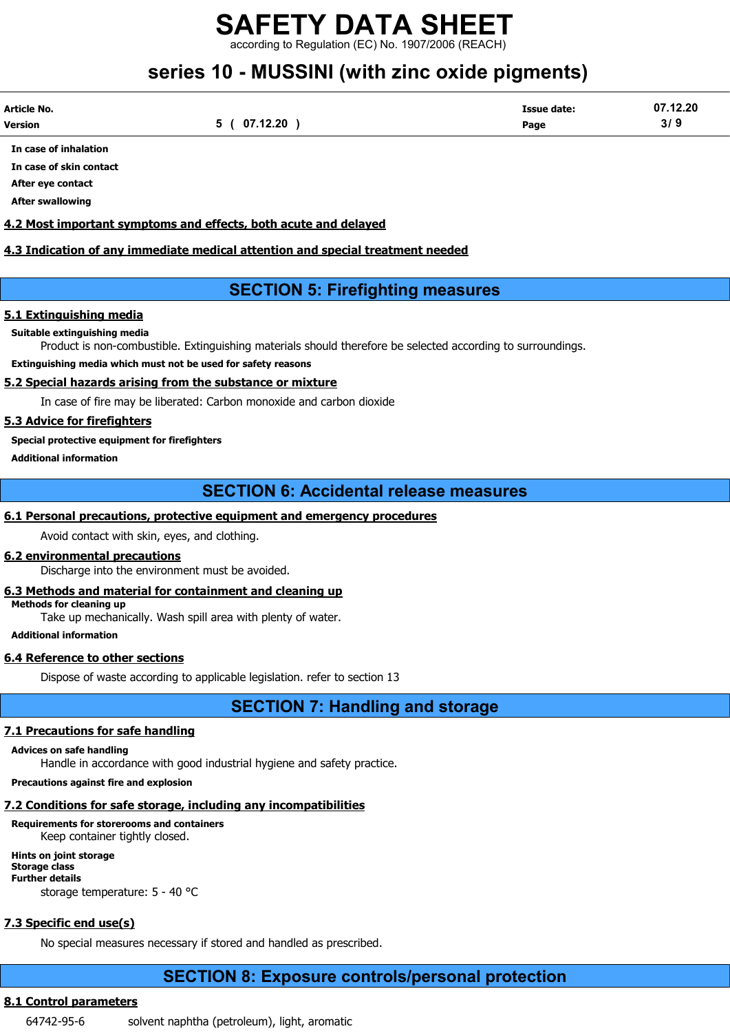**In case of inhalation**

**In case of skin contact**

**After eye contact**

**After swallowing**

### 4.2 Most important symptoms and effects, both acute and delayed

### 4.3 Indication of any immediate medical attention and special treatment needed

## SECTION 5: Firefighting measures

### 5.1 Extinguishing media

**Suitable extinguishing media**

Product is non-combustible. Extinguishing materials should therefore be selected according to surroundings.

**Extinguishing media which must not be used for safety reasons**

### 5.2 Special hazards arising from the substance or mixture

In case of fire may be liberated: Carbon monoxide and carbon dioxide

### 5.3 Advice for firefighters

**Special protective equipment for firefighters**

**Additional information**

## SECTION 6: Accidental release measures

### 6.1 Personal precautions, protective equipment and emergency procedures

Avoid contact with skin, eyes, and clothing.

### 6.2 environmental precautions

Discharge into the environment must be avoided.

### 6.3 Methods and material for containment and cleaning up

**Methods for cleaning up**

Take up mechanically. Wash spill area with plenty of water.

**Additional information**

### 6.4 Reference to other sections

Dispose of waste according to applicable legislation. refer to section 13

## SECTION 7: Handling and storage

### 7.1 Precautions for safe handling

**Advices on safe handling**

Handle in accordance with good industrial hygiene and safety practice.

**Precautions against fire and explosion**

### 7.2 Conditions for safe storage, including any incompatibilities

**Requirements for storerooms and containers**

Keep container tightly closed.

**Hints on joint storage**

**Storage class**

**Further details**

storage temperature: 5 - 40 °C

### 7.3 Specific end use(s)

No special measures necessary if stored and handled as prescribed.

## SECTION 8: Exposure controls/personal protection

### 8.1 Control parameters

64742-95-6 solvent naphtha (petroleum), light, aromatic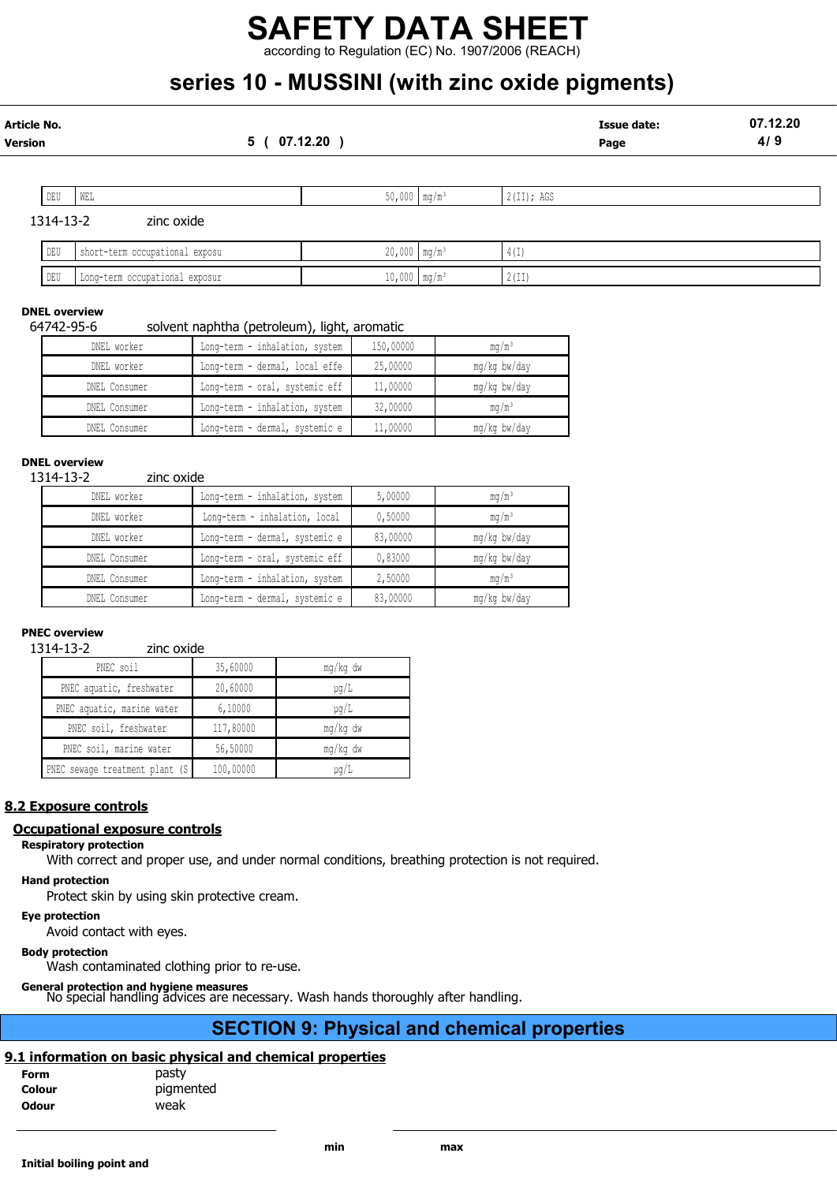| DEU | WEL | 50,000 | mg/m³ | 2(II); AGS |
|---|---|---|---|---|

1314-13-2 zinc oxide

| DEU | short-term occupational exposu | 20,000 | mg/m³ | 4(I) |
|---|---|---|---|---|
| DEU | Long-term occupational exposur | 10,000 | mg/m³ | 2(II) |

**DNEL overview**

64742-95-6 solvent naphtha (petroleum), light, aromatic

| DNEL worker | Long-term - inhalation, system | 150,00000 | mg/m³ |
|---|---|---|---|
| DNEL worker | Long-term - dermal, local effe | 25,00000 | mg/kg bw/day |
| DNEL Consumer | Long-term - oral, systemic eff | 11,00000 | mg/kg bw/day |
| DNEL Consumer | Long-term - inhalation, system | 32,00000 | mg/m³ |
| DNEL Consumer | Long-term - dermal, systemic e | 11,00000 | mg/kg bw/day |

**DNEL overview**

1314-13-2 zinc oxide

| DNEL worker | Long-term - inhalation, system | 5,00000 | mg/m³ |
|---|---|---|---|
| DNEL worker | Long-term - inhalation, local | 0,50000 | mg/m³ |
| DNEL worker | Long-term - dermal, systemic e | 83,00000 | mg/kg bw/day |
| DNEL Consumer | Long-term - oral, systemic eff | 0,83000 | mg/kg bw/day |
| DNEL Consumer | Long-term - inhalation, system | 2,50000 | mg/m³ |
| DNEL Consumer | Long-term - dermal, systemic e | 83,00000 | mg/kg bw/day |

**PNEC overview**

1314-13-2 zinc oxide

| PNEC soil | 35,60000 | mg/kg dw |
|---|---|---|
| PNEC aquatic, freshwater | 20,60000 | µg/L |
| PNEC aquatic, marine water | 6,10000 | µg/L |
| PNEC soil, freshwater | 117,80000 | mg/kg dw |
| PNEC soil, marine water | 56,50000 | mg/kg dw |
| PNEC sewage treatment plant (S | 100,00000 | µg/L |

## 8.2 Exposure controls

### Occupational exposure controls

**Respiratory protection**

With correct and proper use, and under normal conditions, breathing protection is not required.

**Hand protection**

Protect skin by using skin protective cream.

**Eye protection**

Avoid contact with eyes.

**Body protection**

Wash contaminated clothing prior to re-use.

**General protection and hygiene measures**

No special handling advices are necessary. Wash hands thoroughly after handling.

# SECTION 9: Physical and chemical properties

## 9.1 information on basic physical and chemical properties

**Form** pasty
**Colour** pigmented
**Odour** weak

| | min | max |
|---|---|---|
| **Initial boiling point and** | | |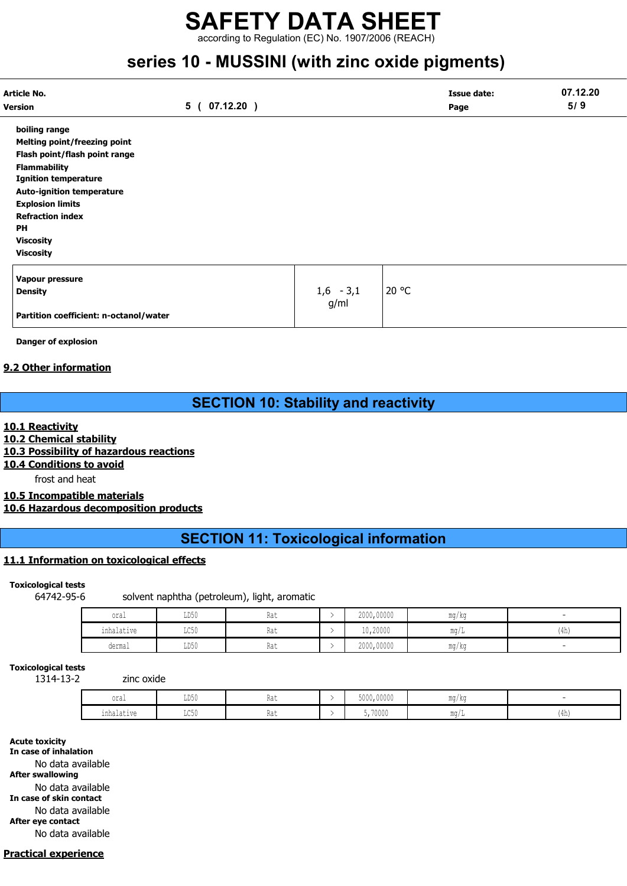**boiling range**
**Melting point/freezing point**
**Flash point/flash point range**
**Flammability**
**Ignition temperature**
**Auto-ignition temperature**
**Explosion limits**
**Refraction index**
**PH**
**Viscosity**
**Viscosity**

| | | |
|---|---|---|
| **Vapour pressure** | | |
| **Density** | 1,6 - 3,1 g/ml | 20 °C |
| **Partition coefficient: n-octanol/water** | | |

**Danger of explosion**

## 9.2 Other information

# SECTION 10: Stability and reactivity

## 10.1 Reactivity

## 10.2 Chemical stability

## 10.3 Possibility of hazardous reactions

## 10.4 Conditions to avoid

frost and heat

## 10.5 Incompatible materials

## 10.6 Hazardous decomposition products

# SECTION 11: Toxicological information

## 11.1 Information on toxicological effects

**Toxicological tests**

64742-95-6 solvent naphtha (petroleum), light, aromatic

| | | | | | | |
|---|---|---|---|---|---|---|
| oral | LD50 | Rat | > | 2000,00000 | mg/kg | - |
| inhalative | LC50 | Rat | > | 10,20000 | mg/L | (4h) |
| dermal | LD50 | Rat | > | 2000,00000 | mg/kg | - |

**Toxicological tests**

1314-13-2 zinc oxide

| | | | | | | |
|---|---|---|---|---|---|---|
| oral | LD50 | Rat | > | 5000,00000 | mg/kg | - |
| inhalative | LC50 | Rat | > | 5,70000 | mg/L | (4h) |

**Acute toxicity**
**In case of inhalation**

No data available

**After swallowing**

No data available

**In case of skin contact**

No data available

**After eye contact**

No data available

## Practical experience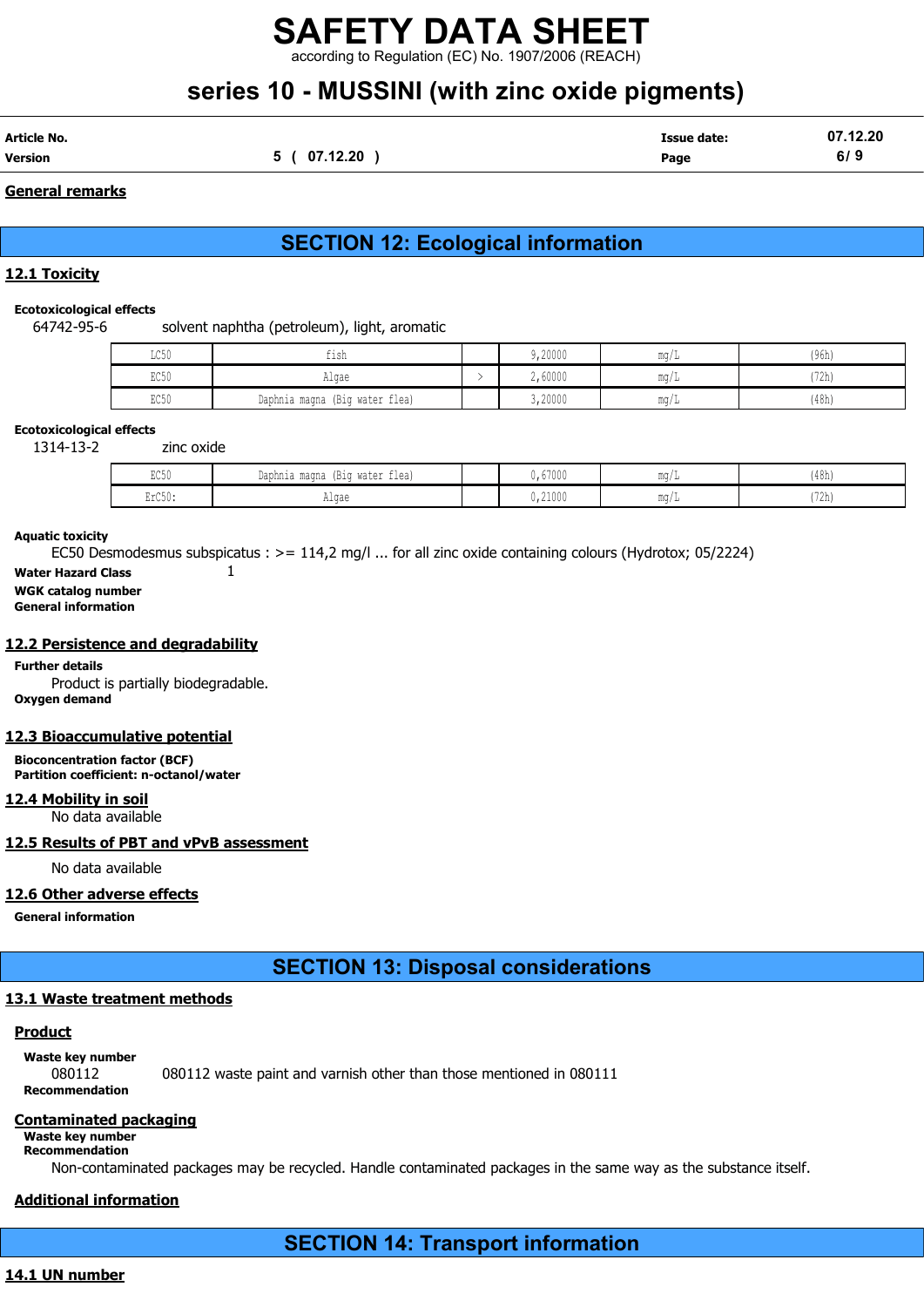General remarks

## SECTION 12: Ecological information

### 12.1 Toxicity

**Ecotoxicological effects**

64742-95-6 solvent naphtha (petroleum), light, aromatic

| | | | | | |
|---|---|---|---|---|---|
| LC50 | fish | | 9,20000 | mg/L | (96h) |
| EC50 | Algae | > | 2,60000 | mg/L | (72h) |
| EC50 | Daphnia magna (Big water flea) | | 3,20000 | mg/L | (48h) |

**Ecotoxicological effects**

1314-13-2 zinc oxide

| | | | | | |
|---|---|---|---|---|---|
| EC50 | Daphnia magna (Big water flea) | | 0,67000 | mg/L | (48h) |
| ErC50: | Algae | | 0,21000 | mg/L | (72h) |

**Aquatic toxicity**

EC50 Desmodesmus subspicatus : >= 114,2 mg/l ... for all zinc oxide containing colours (Hydrotox; 05/2224)

**Water Hazard Class** 1

**WGK catalog number**

**General information**

### 12.2 Persistence and degradability

**Further details**

Product is partially biodegradable.

**Oxygen demand**

### 12.3 Bioaccumulative potential

**Bioconcentration factor (BCF)**

**Partition coefficient: n-octanol/water**

### 12.4 Mobility in soil

No data available

### 12.5 Results of PBT and vPvB assessment

No data available

### 12.6 Other adverse effects

**General information**

## SECTION 13: Disposal considerations

### 13.1 Waste treatment methods

**Product**

**Waste key number**

080112 080112 waste paint and varnish other than those mentioned in 080111

**Recommendation**

**Contaminated packaging**

**Waste key number**

**Recommendation**

Non-contaminated packages may be recycled. Handle contaminated packages in the same way as the substance itself.

**Additional information**

## SECTION 14: Transport information

### 14.1 UN number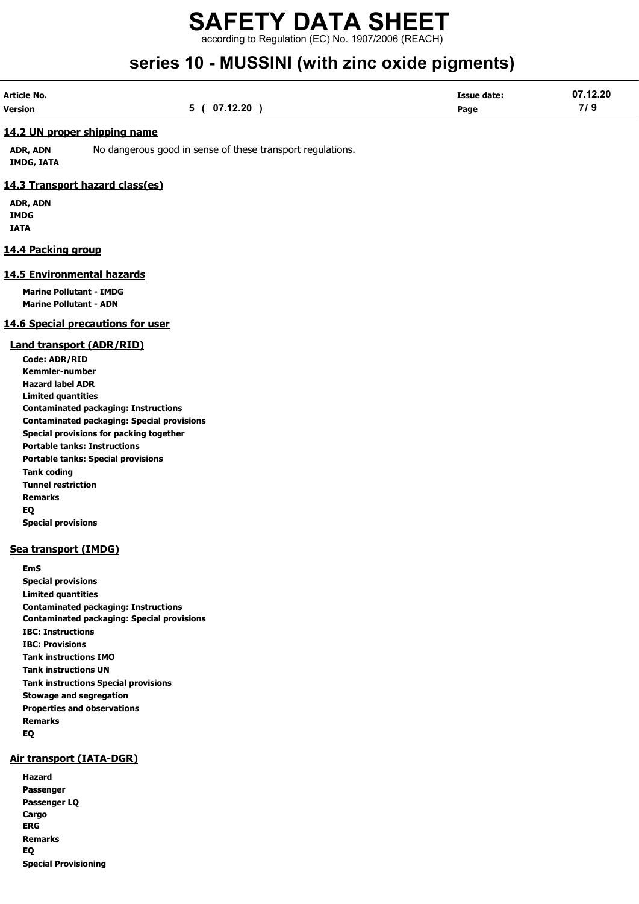## 14.2 UN proper shipping name

**ADR, ADN**
**IMDG, IATA**
No dangerous good in sense of these transport regulations.

## 14.3 Transport hazard class(es)

**ADR, ADN**
**IMDG**
**IATA**

## 14.4 Packing group

## 14.5 Environmental hazards

**Marine Pollutant - IMDG**
**Marine Pollutant - ADN**

## 14.6 Special precautions for user

### Land transport (ADR/RID)

**Code: ADR/RID**
**Kemmler-number**
**Hazard label ADR**
**Limited quantities**
**Contaminated packaging: Instructions**
**Contaminated packaging: Special provisions**
**Special provisions for packing together**
**Portable tanks: Instructions**
**Portable tanks: Special provisions**
**Tank coding**
**Tunnel restriction**
**Remarks**
**EQ**
**Special provisions**

### Sea transport (IMDG)

**EmS**
**Special provisions**
**Limited quantities**
**Contaminated packaging: Instructions**
**Contaminated packaging: Special provisions**
**IBC: Instructions**
**IBC: Provisions**
**Tank instructions IMO**
**Tank instructions UN**
**Tank instructions Special provisions**
**Stowage and segregation**
**Properties and observations**
**Remarks**
**EQ**

### Air transport (IATA-DGR)

**Hazard**
**Passenger**
**Passenger LQ**
**Cargo**
**ERG**
**Remarks**
**EQ**
**Special Provisioning**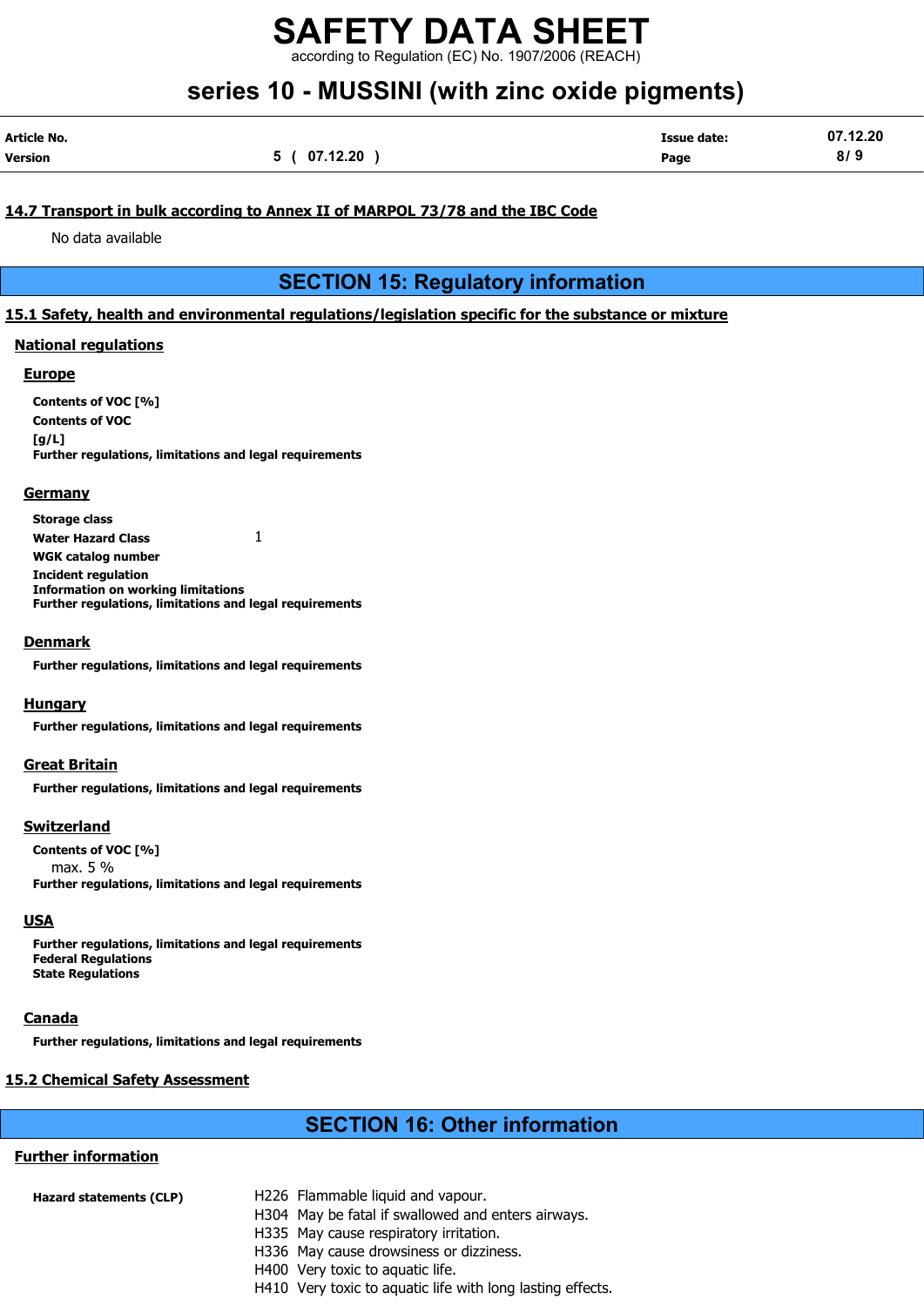### 14.7 Transport in bulk according to Annex II of MARPOL 73/78 and the IBC Code

No data available

## SECTION 15: Regulatory information

### 15.1 Safety, health and environmental regulations/legislation specific for the substance or mixture

#### National regulations

##### Europe

**Contents of VOC [%]**

**Contents of VOC [g/L]**

**Further regulations, limitations and legal requirements**

##### Germany

**Storage class**

**Water Hazard Class** 1

**WGK catalog number**

**Incident regulation**

**Information on working limitations**

**Further regulations, limitations and legal requirements**

##### Denmark

**Further regulations, limitations and legal requirements**

##### Hungary

**Further regulations, limitations and legal requirements**

##### Great Britain

**Further regulations, limitations and legal requirements**

##### Switzerland

**Contents of VOC [%]**

max. 5 %

**Further regulations, limitations and legal requirements**

##### USA

**Further regulations, limitations and legal requirements**

**Federal Regulations**

**State Regulations**

##### Canada

**Further regulations, limitations and legal requirements**

### 15.2 Chemical Safety Assessment

## SECTION 16: Other information

#### Further information

**Hazard statements (CLP)**

- H226 Flammable liquid and vapour.
- H304 May be fatal if swallowed and enters airways.
- H335 May cause respiratory irritation.
- H336 May cause drowsiness or dizziness.
- H400 Very toxic to aquatic life.
- H410 Very toxic to aquatic life with long lasting effects.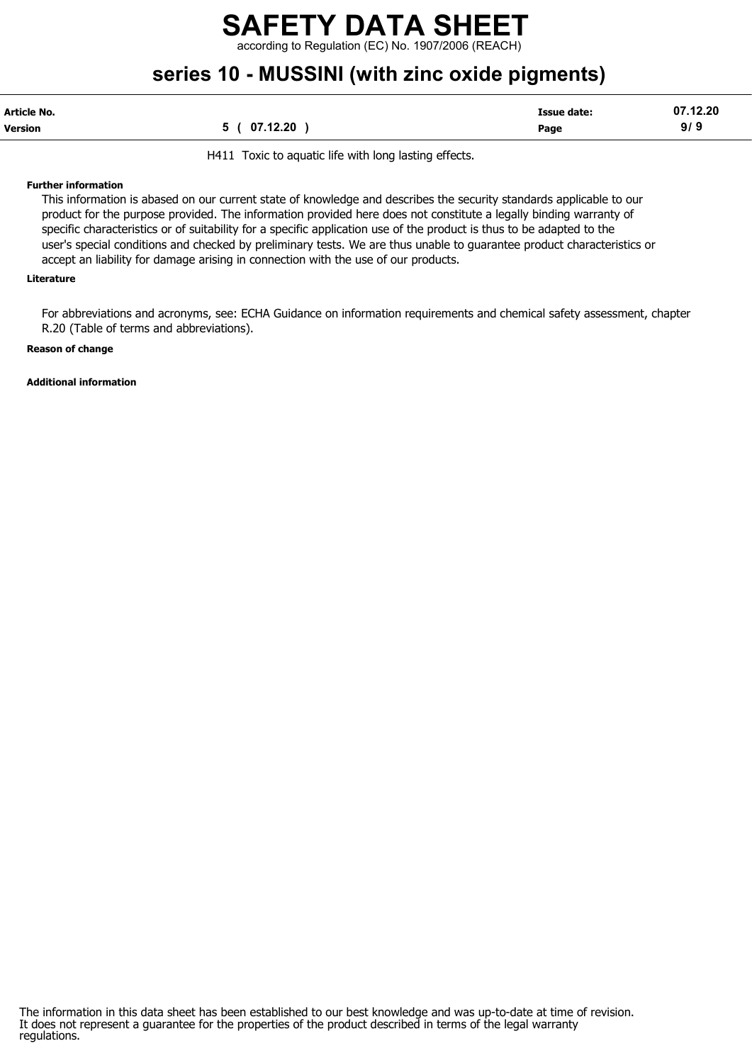H411 Toxic to aquatic life with long lasting effects.

**Further information**

This information is abased on our current state of knowledge and describes the security standards applicable to our product for the purpose provided. The information provided here does not constitute a legally binding warranty of specific characteristics or of suitability for a specific application use of the product is thus to be adapted to the user's special conditions and checked by preliminary tests. We are thus unable to guarantee product characteristics or accept an liability for damage arising in connection with the use of our products.

**Literature**

For abbreviations and acronyms, see: ECHA Guidance on information requirements and chemical safety assessment, chapter R.20 (Table of terms and abbreviations).

**Reason of change**

**Additional information**

The information in this data sheet has been established to our best knowledge and was up-to-date at time of revision. It does not represent a guarantee for the properties of the product described in terms of the legal warranty regulations.